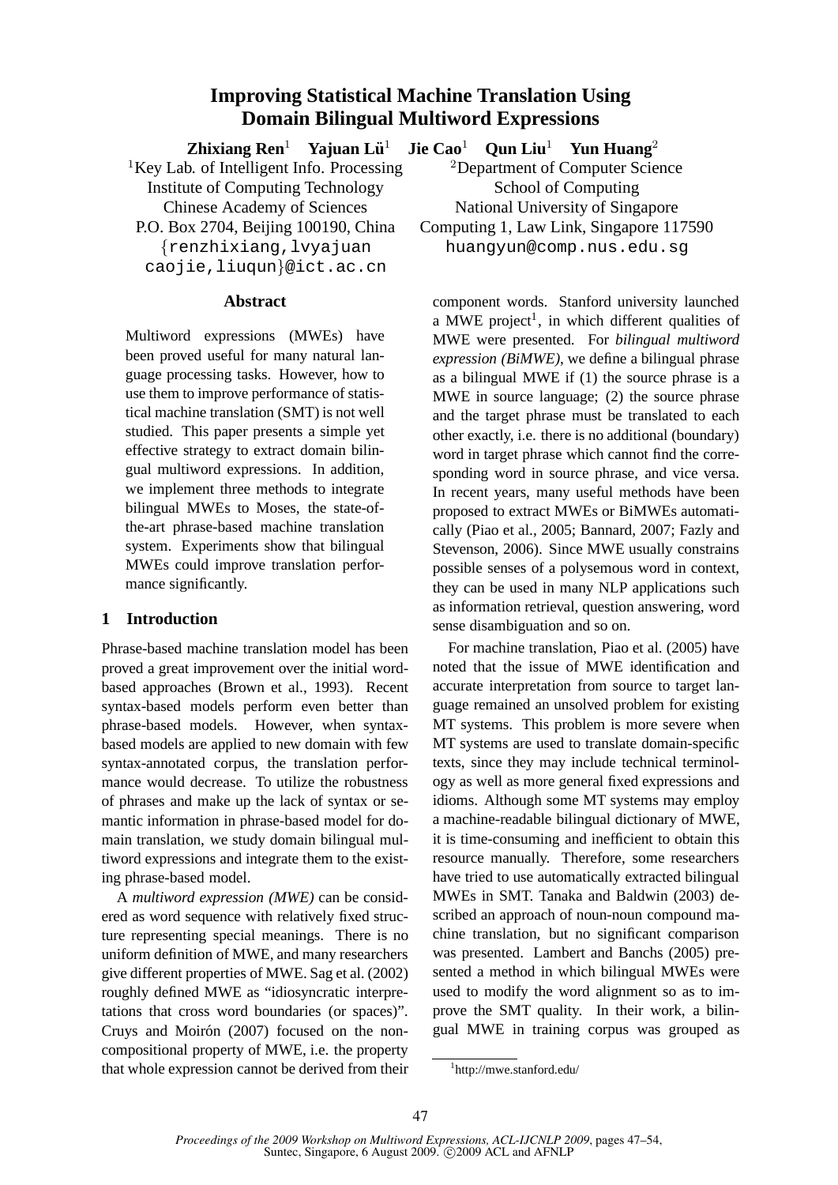# Improving Statistical Machine Translation Using Domain Bilingual Multiword Expressions

**Zhixiang Ren**[1] **Yajuan Lü**[1] **Jie Cao**[1] **Qun Liu**[1] **Yun Huang**[2]

[1]Key Lab. of Intelligent Info. Processing
Institute of Computing Technology
Chinese Academy of Sciences
P.O. Box 2704, Beijing 100190, China
{renzhixiang,lvyajuan
caojie,liuqun}@ict.ac.cn

[2]Department of Computer Science
School of Computing
National University of Singapore
Computing 1, Law Link, Singapore 117590
huangyun@comp.nus.edu.sg

## Abstract

Multiword expressions (MWEs) have been proved useful for many natural language processing tasks. However, how to use them to improve performance of statistical machine translation (SMT) is not well studied. This paper presents a simple yet effective strategy to extract domain bilingual multiword expressions. In addition, we implement three methods to integrate bilingual MWEs to Moses, the state-of-the-art phrase-based machine translation system. Experiments show that bilingual MWEs could improve translation performance significantly.

## 1 Introduction

Phrase-based machine translation model has been proved a great improvement over the initial word-based approaches (Brown et al., 1993). Recent syntax-based models perform even better than phrase-based models. However, when syntax-based models are applied to new domain with few syntax-annotated corpus, the translation performance would decrease. To utilize the robustness of phrases and make up the lack of syntax or semantic information in phrase-based model for domain translation, we study domain bilingual multiword expressions and integrate them to the existing phrase-based model.

A *multiword expression (MWE)* can be considered as word sequence with relatively fixed structure representing special meanings. There is no uniform definition of MWE, and many researchers give different properties of MWE. Sag et al. (2002) roughly defined MWE as "idiosyncratic interpretations that cross word boundaries (or spaces)". Cruys and Moirón (2007) focused on the non-compositional property of MWE, i.e. the property that whole expression cannot be derived from their component words. Stanford university launched a MWE project[1], in which different qualities of MWE were presented. For *bilingual multiword expression (BiMWE)*, we define a bilingual phrase as a bilingual MWE if (1) the source phrase is a MWE in source language; (2) the source phrase and the target phrase must be translated to each other exactly, i.e. there is no additional (boundary) word in target phrase which cannot find the corresponding word in source phrase, and vice versa. In recent years, many useful methods have been proposed to extract MWEs or BiMWEs automatically (Piao et al., 2005; Bannard, 2007; Fazly and Stevenson, 2006). Since MWE usually constrains possible senses of a polysemous word in context, they can be used in many NLP applications such as information retrieval, question answering, word sense disambiguation and so on.

For machine translation, Piao et al. (2005) have noted that the issue of MWE identification and accurate interpretation from source to target language remained an unsolved problem for existing MT systems. This problem is more severe when MT systems are used to translate domain-specific texts, since they may include technical terminology as well as more general fixed expressions and idioms. Although some MT systems may employ a machine-readable bilingual dictionary of MWE, it is time-consuming and inefficient to obtain this resource manually. Therefore, some researchers have tried to use automatically extracted bilingual MWEs in SMT. Tanaka and Baldwin (2003) described an approach of noun-noun compound machine translation, but no significant comparison was presented. Lambert and Banchs (2005) presented a method in which bilingual MWEs were used to modify the word alignment so as to improve the SMT quality. In their work, a bilingual MWE in training corpus was grouped as

[1]http://mwe.stanford.edu/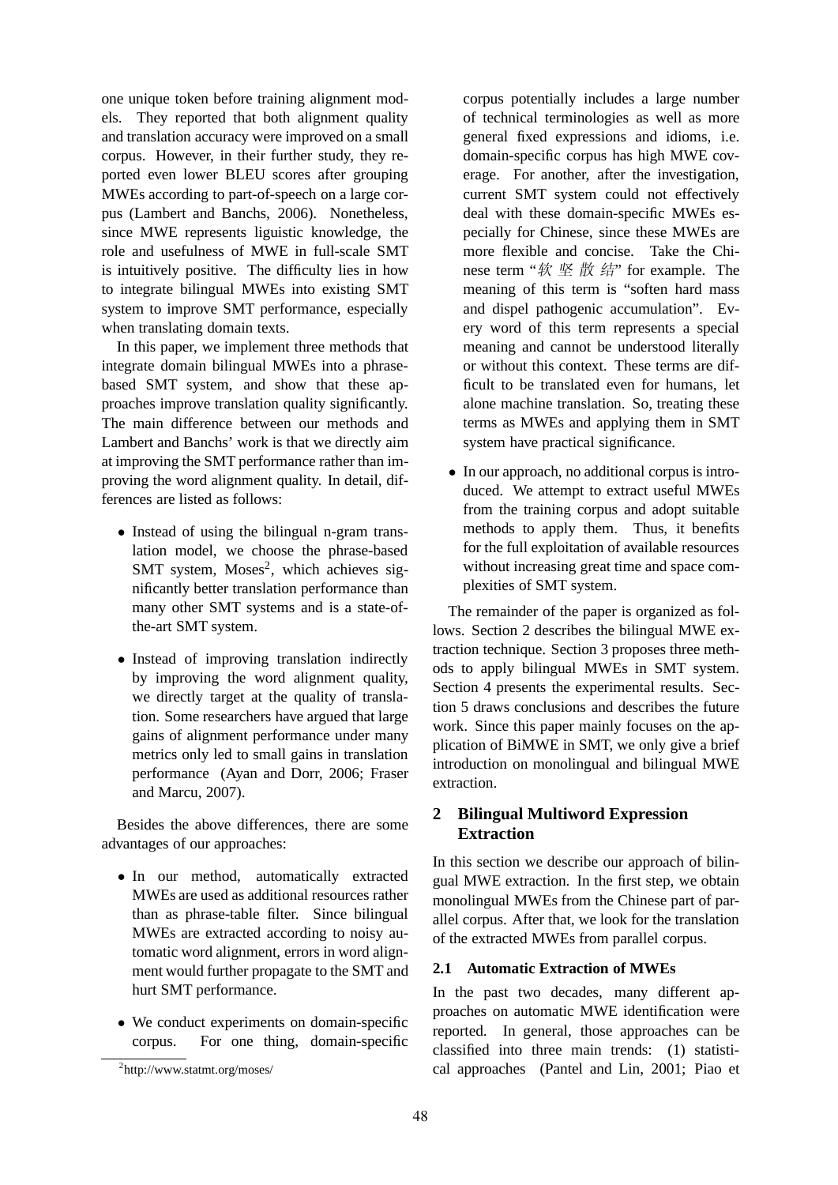one unique token before training alignment models. They reported that both alignment quality and translation accuracy were improved on a small corpus. However, in their further study, they reported even lower BLEU scores after grouping MWEs according to part-of-speech on a large corpus (Lambert and Banchs, 2006). Nonetheless, since MWE represents liguistic knowledge, the role and usefulness of MWE in full-scale SMT is intuitively positive. The difficulty lies in how to integrate bilingual MWEs into existing SMT system to improve SMT performance, especially when translating domain texts.

In this paper, we implement three methods that integrate domain bilingual MWEs into a phrase-based SMT system, and show that these approaches improve translation quality significantly. The main difference between our methods and Lambert and Banchs' work is that we directly aim at improving the SMT performance rather than improving the word alignment quality. In detail, differences are listed as follows:

- Instead of using the bilingual n-gram translation model, we choose the phrase-based SMT system, Moses[2], which achieves significantly better translation performance than many other SMT systems and is a state-of-the-art SMT system.
- Instead of improving translation indirectly by improving the word alignment quality, we directly target at the quality of translation. Some researchers have argued that large gains of alignment performance under many metrics only led to small gains in translation performance (Ayan and Dorr, 2006; Fraser and Marcu, 2007).

Besides the above differences, there are some advantages of our approaches:

- In our method, automatically extracted MWEs are used as additional resources rather than as phrase-table filter. Since bilingual MWEs are extracted according to noisy automatic word alignment, errors in word alignment would further propagate to the SMT and hurt SMT performance.
- We conduct experiments on domain-specific corpus. For one thing, domain-specific corpus potentially includes a large number of technical terminologies as well as more general fixed expressions and idioms, i.e. domain-specific corpus has high MWE coverage. For another, after the investigation, current SMT system could not effectively deal with these domain-specific MWEs especially for Chinese, since these MWEs are more flexible and concise. Take the Chinese term "软坚散结" for example. The meaning of this term is "soften hard mass and dispel pathogenic accumulation". Every word of this term represents a special meaning and cannot be understood literally or without this context. These terms are difficult to be translated even for humans, let alone machine translation. So, treating these terms as MWEs and applying them in SMT system have practical significance.
- In our approach, no additional corpus is introduced. We attempt to extract useful MWEs from the training corpus and adopt suitable methods to apply them. Thus, it benefits for the full exploitation of available resources without increasing great time and space complexities of SMT system.

The remainder of the paper is organized as follows. Section 2 describes the bilingual MWE extraction technique. Section 3 proposes three methods to apply bilingual MWEs in SMT system. Section 4 presents the experimental results. Section 5 draws conclusions and describes the future work. Since this paper mainly focuses on the application of BiMWE in SMT, we only give a brief introduction on monolingual and bilingual MWE extraction.

## 2 Bilingual Multiword Expression Extraction

In this section we describe our approach of bilingual MWE extraction. In the first step, we obtain monolingual MWEs from the Chinese part of parallel corpus. After that, we look for the translation of the extracted MWEs from parallel corpus.

### 2.1 Automatic Extraction of MWEs

In the past two decades, many different approaches on automatic MWE identification were reported. In general, those approaches can be classified into three main trends: (1) statistical approaches (Pantel and Lin, 2001; Piao et

[2]http://www.statmt.org/moses/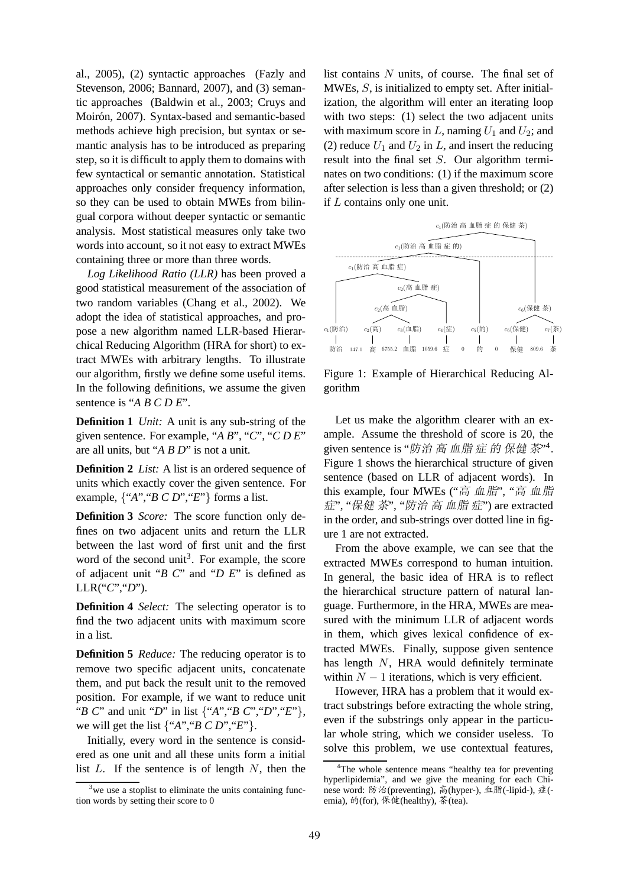al., 2005), (2) syntactic approaches (Fazly and Stevenson, 2006; Bannard, 2007), and (3) semantic approaches (Baldwin et al., 2003; Cruys and Moirón, 2007). Syntax-based and semantic-based methods achieve high precision, but syntax or semantic analysis has to be introduced as preparing step, so it is difficult to apply them to domains with few syntactical or semantic annotation. Statistical approaches only consider frequency information, so they can be used to obtain MWEs from bilingual corpora without deeper syntactic or semantic analysis. Most statistical measures only take two words into account, so it not easy to extract MWEs containing three or more than three words.

*Log Likelihood Ratio (LLR)* has been proved a good statistical measurement of the association of two random variables (Chang et al., 2002). We adopt the idea of statistical approaches, and propose a new algorithm named LLR-based Hierarchical Reducing Algorithm (HRA for short) to extract MWEs with arbitrary lengths. To illustrate our algorithm, firstly we define some useful items. In the following definitions, we assume the given sentence is "*A B C D E*".

**Definition 1** *Unit:* A unit is any sub-string of the given sentence. For example, "*A B*", "*C*", "*C D E*" are all units, but "*A B D*" is not a unit.

**Definition 2** *List:* A list is an ordered sequence of units which exactly cover the given sentence. For example, {"*A*","*B C D*","*E*"} forms a list.

**Definition 3** *Score:* The score function only defines on two adjacent units and return the LLR between the last word of first unit and the first word of the second unit[3]. For example, the score of adjacent unit "*B C*" and "*D E*" is defined as LLR("*C*","*D*").

**Definition 4** *Select:* The selecting operator is to find the two adjacent units with maximum score in a list.

**Definition 5** *Reduce:* The reducing operator is to remove two specific adjacent units, concatenate them, and put back the result unit to the removed position. For example, if we want to reduce unit "*B C*" and unit "*D*" in list {"*A*","*B C*","*D*","*E*"}, we will get the list {"*A*","*B C D*","*E*"}.

Initially, every word in the sentence is considered as one unit and all these units form a initial list $L$. If the sentence is of length $N$, then the list contains $N$ units, of course. The final set of MWEs, $S$, is initialized to empty set. After initialization, the algorithm will enter an iterating loop with two steps: (1) select the two adjacent units with maximum score in $L$, naming $U_1$ and $U_2$; and (2) reduce $U_1$ and $U_2$ in $L$, and insert the reducing result into the final set $S$. Our algorithm terminates on two conditions: (1) if the maximum score after selection is less than a given threshold; or (2) if $L$ contains only one unit.

Figure 1: Example of Hierarchical Reducing Algorithm

Let us make the algorithm clearer with an example. Assume the threshold of score is 20, the given sentence is "*防治 高 血脂 症 的 保健 茶*"[4]. Figure 1 shows the hierarchical structure of given sentence (based on LLR of adjacent words). In this example, four MWEs ("*高 血脂*", "*高 血脂 症*", "*保健 茶*", "*防治 高 血脂 症*") are extracted in the order, and sub-strings over dotted line in figure 1 are not extracted.

From the above example, we can see that the extracted MWEs correspond to human intuition. In general, the basic idea of HRA is to reflect the hierarchical structure pattern of natural language. Furthermore, in the HRA, MWEs are measured with the minimum LLR of adjacent words in them, which gives lexical confidence of extracted MWEs. Finally, suppose given sentence has length $N$, HRA would definitely terminate within $N - 1$ iterations, which is very efficient.

However, HRA has a problem that it would extract substrings before extracting the whole string, even if the substrings only appear in the particular whole string, which we consider useless. To solve this problem, we use contextual features,

[3] we use a stoplist to eliminate the units containing function words by setting their score to 0

[4] The whole sentence means "healthy tea for preventing hyperlipidemia", and we give the meaning for each Chinese word: 防治(preventing), 高(hyper-), 血脂(-lipid-), 症(-emia), 的(for), 保健(healthy), 茶(tea).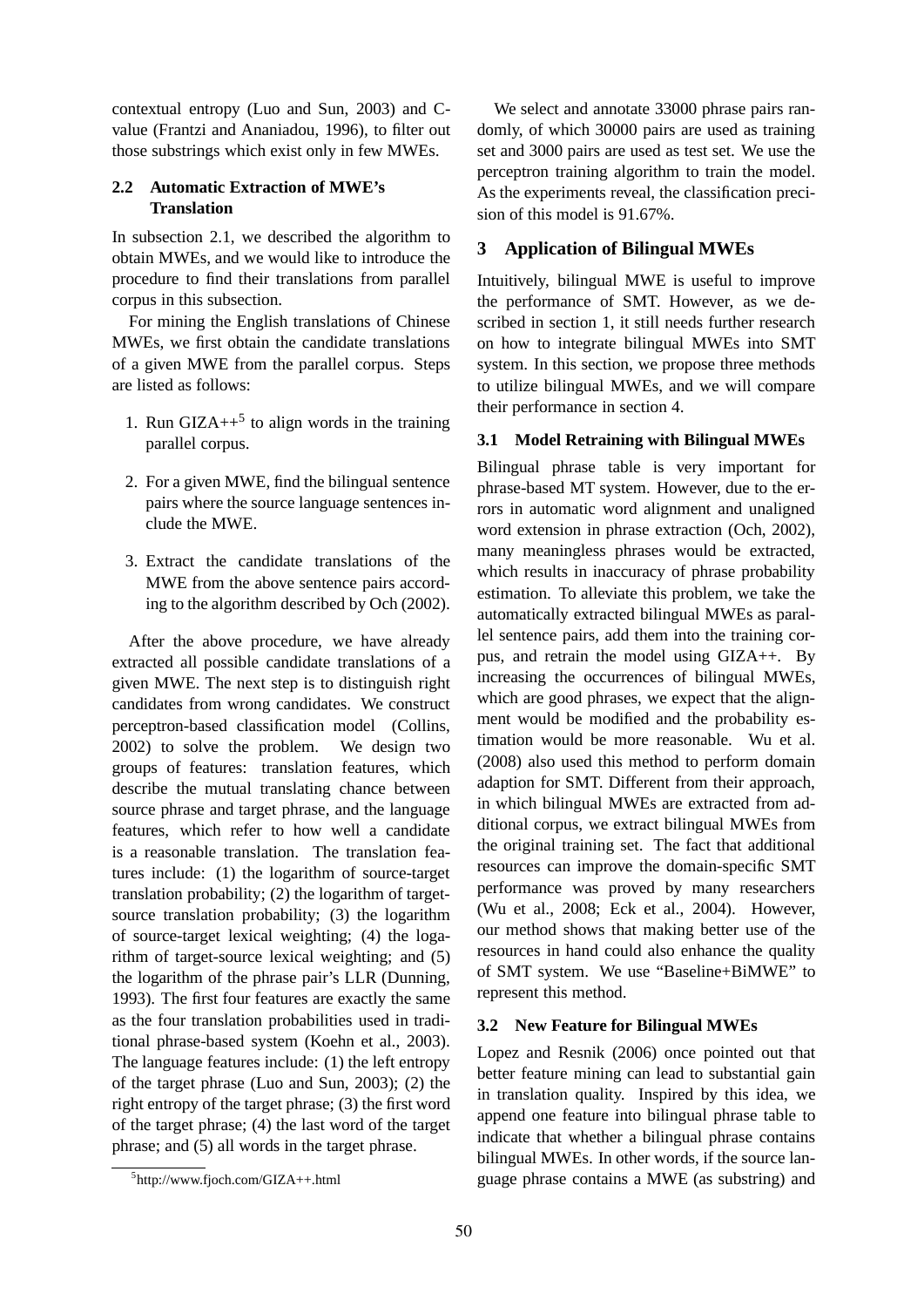contextual entropy (Luo and Sun, 2003) and C-value (Frantzi and Ananiadou, 1996), to filter out those substrings which exist only in few MWEs.

### 2.2 Automatic Extraction of MWE's Translation

In subsection 2.1, we described the algorithm to obtain MWEs, and we would like to introduce the procedure to find their translations from parallel corpus in this subsection.

For mining the English translations of Chinese MWEs, we first obtain the candidate translations of a given MWE from the parallel corpus. Steps are listed as follows:

1. Run GIZA++[5] to align words in the training parallel corpus.
2. For a given MWE, find the bilingual sentence pairs where the source language sentences include the MWE.
3. Extract the candidate translations of the MWE from the above sentence pairs according to the algorithm described by Och (2002).

After the above procedure, we have already extracted all possible candidate translations of a given MWE. The next step is to distinguish right candidates from wrong candidates. We construct perceptron-based classification model (Collins, 2002) to solve the problem. We design two groups of features: translation features, which describe the mutual translating chance between source phrase and target phrase, and the language features, which refer to how well a candidate is a reasonable translation. The translation features include: (1) the logarithm of source-target translation probability; (2) the logarithm of target-source translation probability; (3) the logarithm of source-target lexical weighting; (4) the logarithm of target-source lexical weighting; and (5) the logarithm of the phrase pair's LLR (Dunning, 1993). The first four features are exactly the same as the four translation probabilities used in traditional phrase-based system (Koehn et al., 2003). The language features include: (1) the left entropy of the target phrase (Luo and Sun, 2003); (2) the right entropy of the target phrase; (3) the first word of the target phrase; (4) the last word of the target phrase; and (5) all words in the target phrase.

[5] http://www.fjoch.com/GIZA++.html

We select and annotate 33000 phrase pairs randomly, of which 30000 pairs are used as training set and 3000 pairs are used as test set. We use the perceptron training algorithm to train the model. As the experiments reveal, the classification precision of this model is 91.67%.

## 3 Application of Bilingual MWEs

Intuitively, bilingual MWE is useful to improve the performance of SMT. However, as we described in section 1, it still needs further research on how to integrate bilingual MWEs into SMT system. In this section, we propose three methods to utilize bilingual MWEs, and we will compare their performance in section 4.

### 3.1 Model Retraining with Bilingual MWEs

Bilingual phrase table is very important for phrase-based MT system. However, due to the errors in automatic word alignment and unaligned word extension in phrase extraction (Och, 2002), many meaningless phrases would be extracted, which results in inaccuracy of phrase probability estimation. To alleviate this problem, we take the automatically extracted bilingual MWEs as parallel sentence pairs, add them into the training corpus, and retrain the model using GIZA++. By increasing the occurrences of bilingual MWEs, which are good phrases, we expect that the alignment would be modified and the probability estimation would be more reasonable. Wu et al. (2008) also used this method to perform domain adaption for SMT. Different from their approach, in which bilingual MWEs are extracted from additional corpus, we extract bilingual MWEs from the original training set. The fact that additional resources can improve the domain-specific SMT performance was proved by many researchers (Wu et al., 2008; Eck et al., 2004). However, our method shows that making better use of the resources in hand could also enhance the quality of SMT system. We use "Baseline+BiMWE" to represent this method.

### 3.2 New Feature for Bilingual MWEs

Lopez and Resnik (2006) once pointed out that better feature mining can lead to substantial gain in translation quality. Inspired by this idea, we append one feature into bilingual phrase table to indicate that whether a bilingual phrase contains bilingual MWEs. In other words, if the source language phrase contains a MWE (as substring) and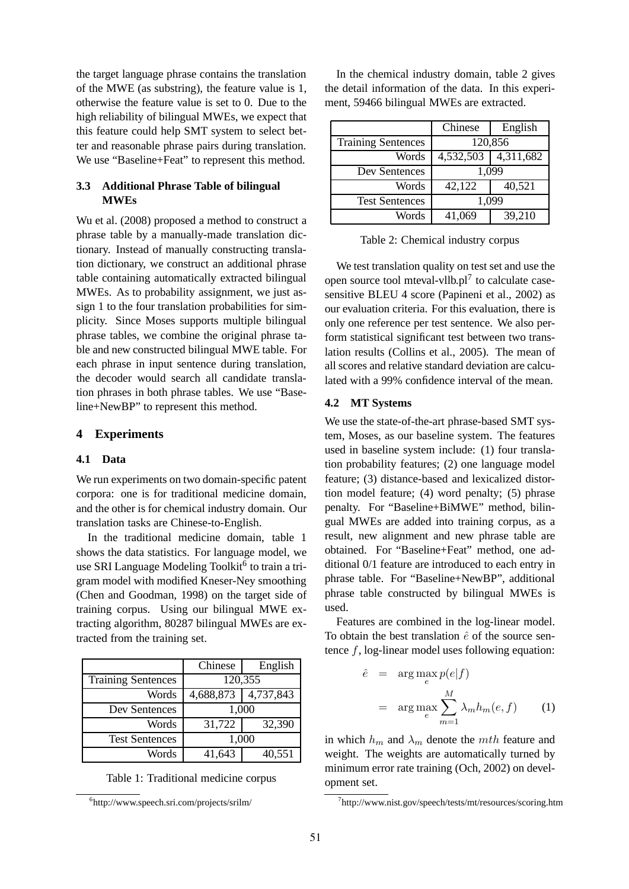the target language phrase contains the translation of the MWE (as substring), the feature value is 1, otherwise the feature value is set to 0. Due to the high reliability of bilingual MWEs, we expect that this feature could help SMT system to select better and reasonable phrase pairs during translation. We use "Baseline+Feat" to represent this method.

### 3.3 Additional Phrase Table of bilingual MWEs

Wu et al. (2008) proposed a method to construct a phrase table by a manually-made translation dictionary. Instead of manually constructing translation dictionary, we construct an additional phrase table containing automatically extracted bilingual MWEs. As to probability assignment, we just assign 1 to the four translation probabilities for simplicity. Since Moses supports multiple bilingual phrase tables, we combine the original phrase table and new constructed bilingual MWE table. For each phrase in input sentence during translation, the decoder would search all candidate translation phrases in both phrase tables. We use "Baseline+NewBP" to represent this method.

## 4 Experiments

### 4.1 Data

We run experiments on two domain-specific patent corpora: one is for traditional medicine domain, and the other is for chemical industry domain. Our translation tasks are Chinese-to-English.

In the traditional medicine domain, table 1 shows the data statistics. For language model, we use SRI Language Modeling Toolkit[6] to train a trigram model with modified Kneser-Ney smoothing (Chen and Goodman, 1998) on the target side of training corpus. Using our bilingual MWE extracting algorithm, 80287 bilingual MWEs are extracted from the training set.

| | Chinese | English |
|---|---|---|
| Training Sentences | 120,355 | |
| Words | 4,688,873 | 4,737,843 |
| Dev Sentences | 1,000 | |
| Words | 31,722 | 32,390 |
| Test Sentences | 1,000 | |
| Words | 41,643 | 40,551 |

Table 1: Traditional medicine corpus

[6] http://www.speech.sri.com/projects/srilm/

In the chemical industry domain, table 2 gives the detail information of the data. In this experiment, 59466 bilingual MWEs are extracted.

| | Chinese | English |
|---|---|---|
| Training Sentences | 120,856 | |
| Words | 4,532,503 | 4,311,682 |
| Dev Sentences | 1,099 | |
| Words | 42,122 | 40,521 |
| Test Sentences | 1,099 | |
| Words | 41,069 | 39,210 |

Table 2: Chemical industry corpus

We test translation quality on test set and use the open source tool mteval-vllb.pl[7] to calculate case-sensitive BLEU 4 score (Papineni et al., 2002) as our evaluation criteria. For this evaluation, there is only one reference per test sentence. We also perform statistical significant test between two translation results (Collins et al., 2005). The mean of all scores and relative standard deviation are calculated with a 99% confidence interval of the mean.

### 4.2 MT Systems

We use the state-of-the-art phrase-based SMT system, Moses, as our baseline system. The features used in baseline system include: (1) four translation probability features; (2) one language model feature; (3) distance-based and lexicalized distortion model feature; (4) word penalty; (5) phrase penalty. For "Baseline+BiMWE" method, bilingual MWEs are added into training corpus, as a result, new alignment and new phrase table are obtained. For "Baseline+Feat" method, one additional 0/1 feature are introduced to each entry in phrase table. For "Baseline+NewBP", additional phrase table constructed by bilingual MWEs is used.

Features are combined in the log-linear model. To obtain the best translation $\hat{e}$ of the source sentence $f$, log-linear model uses following equation:

$$\begin{aligned} \hat{e} &= \arg\max_{e} p(e|f) \\ &= \arg\max_{e} \sum_{m=1}^{M} \lambda_m h_m(e, f) \end{aligned} \quad (1)$$

in which $h_m$ and $\lambda_m$ denote the $mth$ feature and weight. The weights are automatically turned by minimum error rate training (Och, 2002) on development set.

[7] http://www.nist.gov/speech/tests/mt/resources/scoring.htm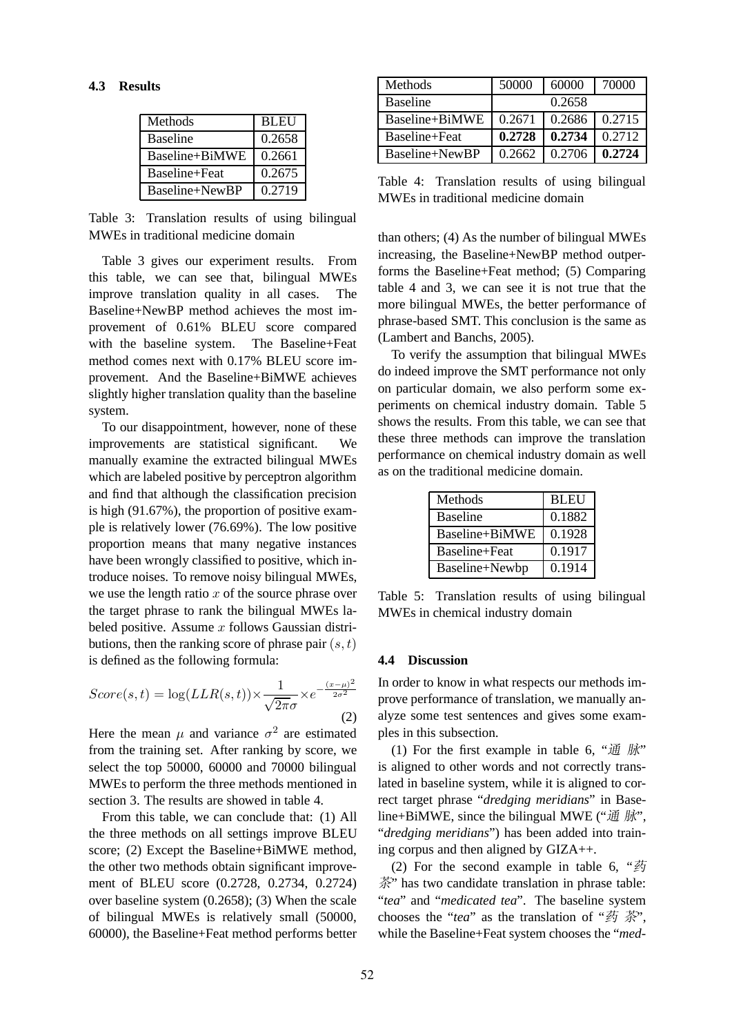### 4.3 Results

| Methods | BLEU |
|---|---|
| Baseline | 0.2658 |
| Baseline+BiMWE | 0.2661 |
| Baseline+Feat | 0.2675 |
| Baseline+NewBP | 0.2719 |

Table 3: Translation results of using bilingual MWEs in traditional medicine domain

Table 3 gives our experiment results. From this table, we can see that, bilingual MWEs improve translation quality in all cases. The Baseline+NewBP method achieves the most improvement of 0.61% BLEU score compared with the baseline system. The Baseline+Feat method comes next with 0.17% BLEU score improvement. And the Baseline+BiMWE achieves slightly higher translation quality than the baseline system.

To our disappointment, however, none of these improvements are statistical significant. We manually examine the extracted bilingual MWEs which are labeled positive by perceptron algorithm and find that although the classification precision is high (91.67%), the proportion of positive example is relatively lower (76.69%). The low positive proportion means that many negative instances have been wrongly classified to positive, which introduce noises. To remove noisy bilingual MWEs, we use the length ratio $x$ of the source phrase over the target phrase to rank the bilingual MWEs labeled positive. Assume $x$ follows Gaussian distributions, then the ranking score of phrase pair $(s, t)$ is defined as the following formula:

$$Score(s,t) = \log(LLR(s,t)) \times \frac{1}{\sqrt{2\pi}\sigma} \times e^{-\frac{(x-\mu)^2}{2\sigma^2}} \quad (2)$$

Here the mean $\mu$ and variance $\sigma^2$ are estimated from the training set. After ranking by score, we select the top 50000, 60000 and 70000 bilingual MWEs to perform the three methods mentioned in section 3. The results are showed in table 4.

| Methods | 50000 | 60000 | 70000 |
|---|---|---|---|
| Baseline | 0.2658 | | |
| Baseline+BiMWE | 0.2671 | 0.2686 | 0.2715 |
| Baseline+Feat | **0.2728** | **0.2734** | 0.2712 |
| Baseline+NewBP | 0.2662 | 0.2706 | **0.2724** |

Table 4: Translation results of using bilingual MWEs in traditional medicine domain

From this table, we can conclude that: (1) All the three methods on all settings improve BLEU score; (2) Except the Baseline+BiMWE method, the other two methods obtain significant improvement of BLEU score (0.2728, 0.2734, 0.2724) over baseline system (0.2658); (3) When the scale of bilingual MWEs is relatively small (50000, 60000), the Baseline+Feat method performs better than others; (4) As the number of bilingual MWEs increasing, the Baseline+NewBP method outperforms the Baseline+Feat method; (5) Comparing table 4 and 3, we can see it is not true that the more bilingual MWEs, the better performance of phrase-based SMT. This conclusion is the same as (Lambert and Banchs, 2005).

To verify the assumption that bilingual MWEs do indeed improve the SMT performance not only on particular domain, we also perform some experiments on chemical industry domain. Table 5 shows the results. From this table, we can see that these three methods can improve the translation performance on chemical industry domain as well as on the traditional medicine domain.

| Methods | BLEU |
|---|---|
| Baseline | 0.1882 |
| Baseline+BiMWE | 0.1928 |
| Baseline+Feat | 0.1917 |
| Baseline+Newbp | 0.1914 |

Table 5: Translation results of using bilingual MWEs in chemical industry domain

### 4.4 Discussion

In order to know in what respects our methods improve performance of translation, we manually analyze some test sentences and gives some examples in this subsection.

(1) For the first example in table 6, "通 脉" is aligned to other words and not correctly translated in baseline system, while it is aligned to correct target phrase "*dredging meridians*" in Baseline+BiMWE, since the bilingual MWE ("通 脉", "*dredging meridians*") has been added into training corpus and then aligned by GIZA++.

(2) For the second example in table 6, "药 茶" has two candidate translation in phrase table: "*tea*" and "*medicated tea*". The baseline system chooses the "*tea*" as the translation of "药 茶", while the Baseline+Feat system chooses the "*med-*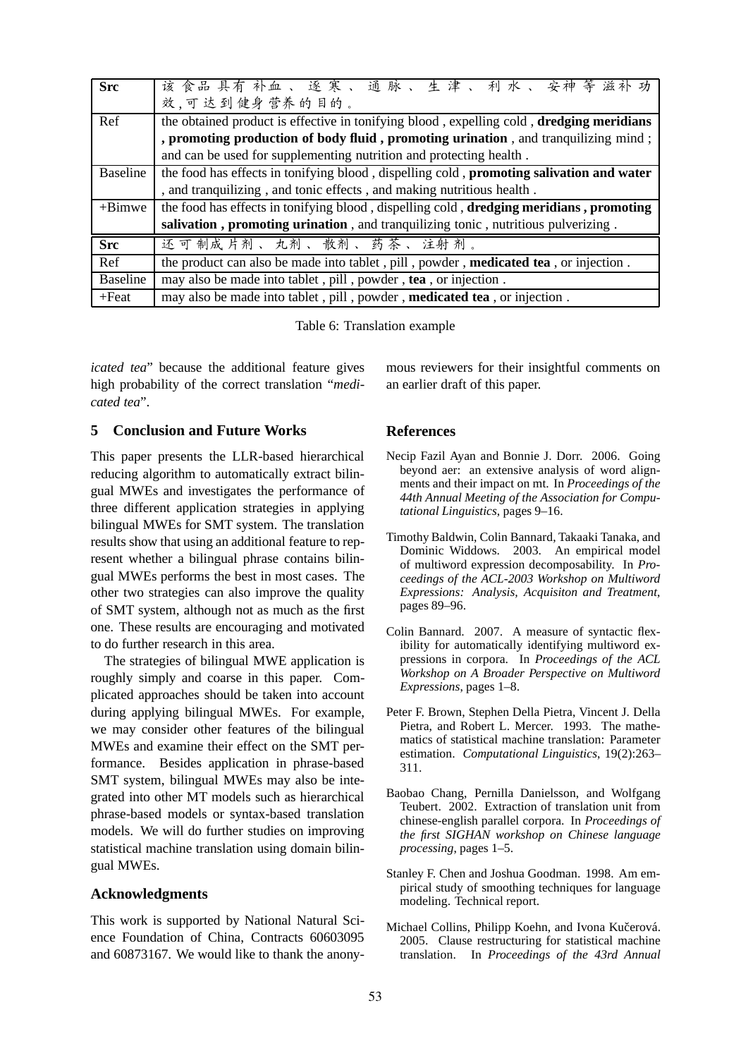| **Src** | 该食品具有补血、逐寒、通脉、生津、利水、安神等滋补功效,可达到健身营养的目的。 |
|---|---|
| Ref | the obtained product is effective in tonifying blood , expelling cold , **dredging meridians , promoting production of body fluid , promoting urination** , and tranquilizing mind ; and can be used for supplementing nutrition and protecting health . |
| Baseline | the food has effects in tonifying blood , dispelling cold , **promoting salivation and water** , and tranquilizing , and tonic effects , and making nutritious health . |
| +Bimwe | the food has effects in tonifying blood , dispelling cold , **dredging meridians , promoting salivation , promoting urination** , and tranquilizing tonic , nutritious pulverizing . |
| **Src** | 还可制成片剂、丸剂、散剂、药茶、注射剂。 |
| Ref | the product can also be made into tablet , pill , powder , **medicated tea** , or injection . |
| Baseline | may also be made into tablet , pill , powder , **tea** , or injection . |
| +Feat | may also be made into tablet , pill , powder , **medicated tea** , or injection . |

Table 6: Translation example

*icated tea*" because the additional feature gives high probability of the correct translation "*medicated tea*".

## 5 Conclusion and Future Works

This paper presents the LLR-based hierarchical reducing algorithm to automatically extract bilingual MWEs and investigates the performance of three different application strategies in applying bilingual MWEs for SMT system. The translation results show that using an additional feature to represent whether a bilingual phrase contains bilingual MWEs performs the best in most cases. The other two strategies can also improve the quality of SMT system, although not as much as the first one. These results are encouraging and motivated to do further research in this area.

The strategies of bilingual MWE application is roughly simply and coarse in this paper. Complicated approaches should be taken into account during applying bilingual MWEs. For example, we may consider other features of the bilingual MWEs and examine their effect on the SMT performance. Besides application in phrase-based SMT system, bilingual MWEs may also be integrated into other MT models such as hierarchical phrase-based models or syntax-based translation models. We will do further studies on improving statistical machine translation using domain bilingual MWEs.

## Acknowledgments

This work is supported by National Natural Science Foundation of China, Contracts 60603095 and 60873167. We would like to thank the anonymous reviewers for their insightful comments on an earlier draft of this paper.

## References

Necip Fazil Ayan and Bonnie J. Dorr. 2006. Going beyond aer: an extensive analysis of word alignments and their impact on mt. In *Proceedings of the 44th Annual Meeting of the Association for Computational Linguistics*, pages 9–16.

Timothy Baldwin, Colin Bannard, Takaaki Tanaka, and Dominic Widdows. 2003. An empirical model of multiword expression decomposability. In *Proceedings of the ACL-2003 Workshop on Multiword Expressions: Analysis, Acquisiton and Treatment*, pages 89–96.

Colin Bannard. 2007. A measure of syntactic flexibility for automatically identifying multiword expressions in corpora. In *Proceedings of the ACL Workshop on A Broader Perspective on Multiword Expressions*, pages 1–8.

Peter F. Brown, Stephen Della Pietra, Vincent J. Della Pietra, and Robert L. Mercer. 1993. The mathematics of statistical machine translation: Parameter estimation. *Computational Linguistics*, 19(2):263–311.

Baobao Chang, Pernilla Danielsson, and Wolfgang Teubert. 2002. Extraction of translation unit from chinese-english parallel corpora. In *Proceedings of the first SIGHAN workshop on Chinese language processing*, pages 1–5.

Stanley F. Chen and Joshua Goodman. 1998. Am empirical study of smoothing techniques for language modeling. Technical report.

Michael Collins, Philipp Koehn, and Ivona Kučerová. 2005. Clause restructuring for statistical machine translation. In *Proceedings of the 43rd Annual*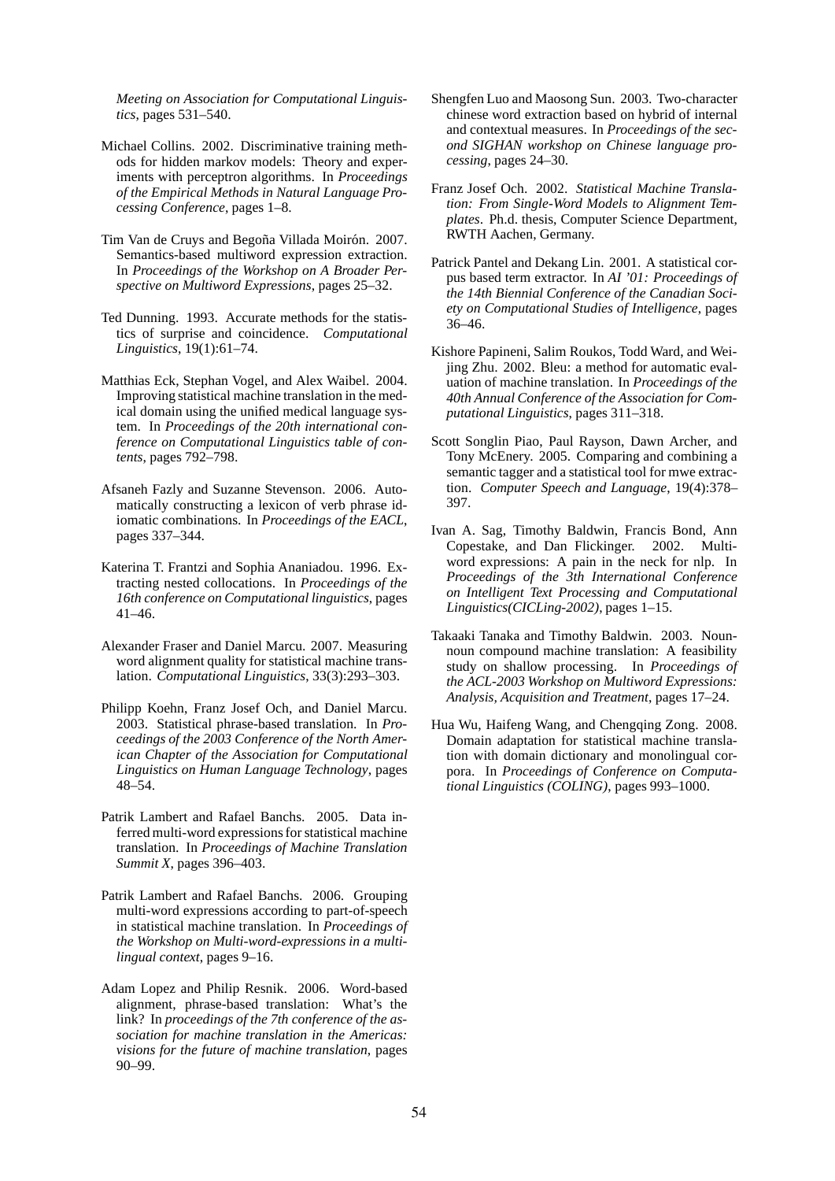*Meeting on Association for Computational Linguistics*, pages 531–540.

Michael Collins. 2002. Discriminative training methods for hidden markov models: Theory and experiments with perceptron algorithms. In *Proceedings of the Empirical Methods in Natural Language Processing Conference*, pages 1–8.

Tim Van de Cruys and Begoña Villada Moirón. 2007. Semantics-based multiword expression extraction. In *Proceedings of the Workshop on A Broader Perspective on Multiword Expressions*, pages 25–32.

Ted Dunning. 1993. Accurate methods for the statistics of surprise and coincidence. *Computational Linguistics*, 19(1):61–74.

Matthias Eck, Stephan Vogel, and Alex Waibel. 2004. Improving statistical machine translation in the medical domain using the unified medical language system. In *Proceedings of the 20th international conference on Computational Linguistics table of contents*, pages 792–798.

Afsaneh Fazly and Suzanne Stevenson. 2006. Automatically constructing a lexicon of verb phrase idiomatic combinations. In *Proceedings of the EACL*, pages 337–344.

Katerina T. Frantzi and Sophia Ananiadou. 1996. Extracting nested collocations. In *Proceedings of the 16th conference on Computational linguistics*, pages 41–46.

Alexander Fraser and Daniel Marcu. 2007. Measuring word alignment quality for statistical machine translation. *Computational Linguistics*, 33(3):293–303.

Philipp Koehn, Franz Josef Och, and Daniel Marcu. 2003. Statistical phrase-based translation. In *Proceedings of the 2003 Conference of the North American Chapter of the Association for Computational Linguistics on Human Language Technology*, pages 48–54.

Patrik Lambert and Rafael Banchs. 2005. Data inferred multi-word expressions for statistical machine translation. In *Proceedings of Machine Translation Summit X*, pages 396–403.

Patrik Lambert and Rafael Banchs. 2006. Grouping multi-word expressions according to part-of-speech in statistical machine translation. In *Proceedings of the Workshop on Multi-word-expressions in a multilingual context*, pages 9–16.

Adam Lopez and Philip Resnik. 2006. Word-based alignment, phrase-based translation: What's the link? In *proceedings of the 7th conference of the association for machine translation in the Americas: visions for the future of machine translation*, pages 90–99.

Shengfen Luo and Maosong Sun. 2003. Two-character chinese word extraction based on hybrid of internal and contextual measures. In *Proceedings of the second SIGHAN workshop on Chinese language processing*, pages 24–30.

Franz Josef Och. 2002. *Statistical Machine Translation: From Single-Word Models to Alignment Templates*. Ph.d. thesis, Computer Science Department, RWTH Aachen, Germany.

Patrick Pantel and Dekang Lin. 2001. A statistical corpus based term extractor. In *AI '01: Proceedings of the 14th Biennial Conference of the Canadian Society on Computational Studies of Intelligence*, pages 36–46.

Kishore Papineni, Salim Roukos, Todd Ward, and Weijing Zhu. 2002. Bleu: a method for automatic evaluation of machine translation. In *Proceedings of the 40th Annual Conference of the Association for Computational Linguistics*, pages 311–318.

Scott Songlin Piao, Paul Rayson, Dawn Archer, and Tony McEnery. 2005. Comparing and combining a semantic tagger and a statistical tool for mwe extraction. *Computer Speech and Language*, 19(4):378–397.

Ivan A. Sag, Timothy Baldwin, Francis Bond, Ann Copestake, and Dan Flickinger. 2002. Multiword expressions: A pain in the neck for nlp. In *Proceedings of the 3th International Conference on Intelligent Text Processing and Computational Linguistics(CICLing-2002)*, pages 1–15.

Takaaki Tanaka and Timothy Baldwin. 2003. Noun-noun compound machine translation: A feasibility study on shallow processing. In *Proceedings of the ACL-2003 Workshop on Multiword Expressions: Analysis, Acquisition and Treatment*, pages 17–24.

Hua Wu, Haifeng Wang, and Chengqing Zong. 2008. Domain adaptation for statistical machine translation with domain dictionary and monolingual corpora. In *Proceedings of Conference on Computational Linguistics (COLING)*, pages 993–1000.